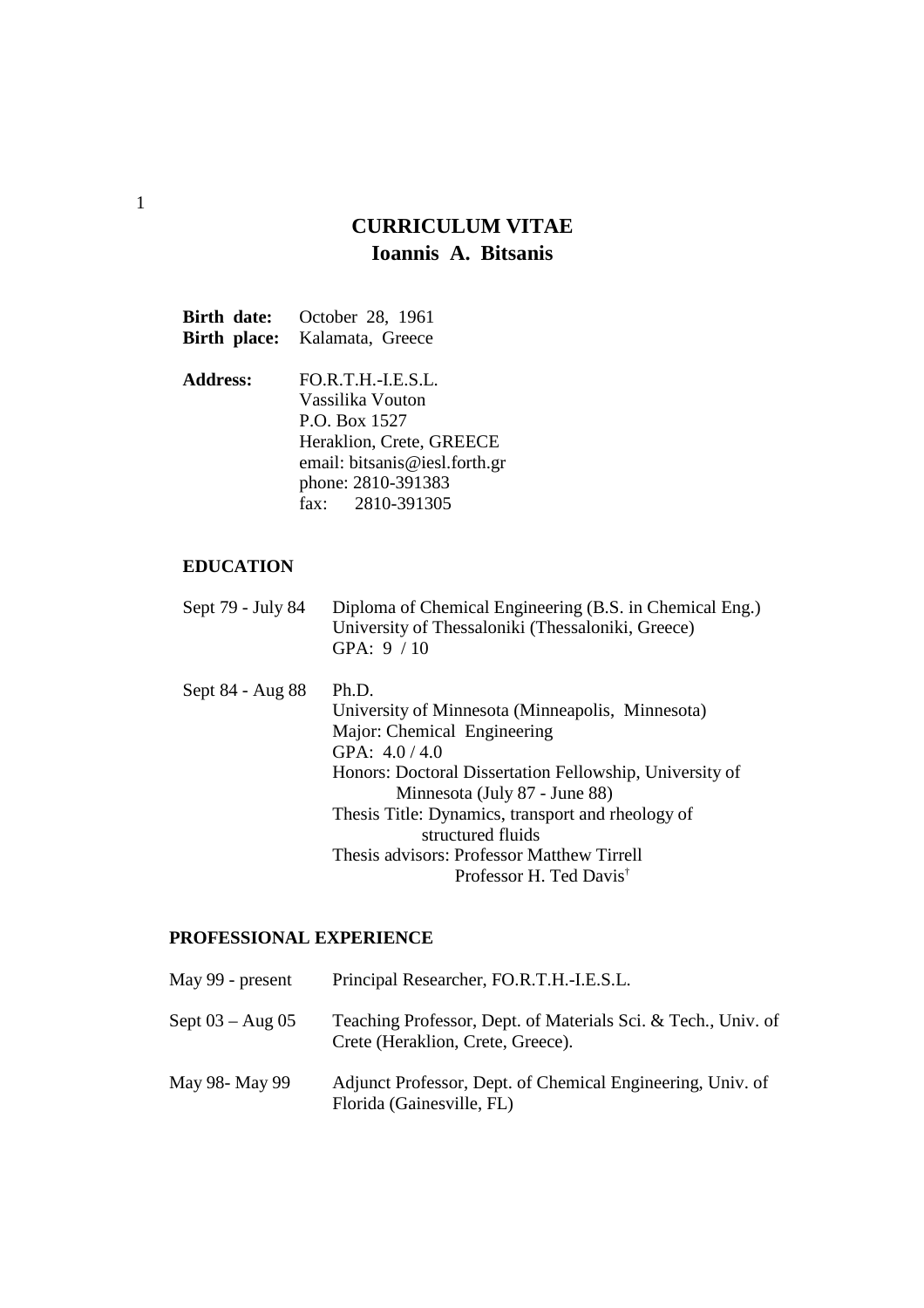# CURRICULUM VITAE
## Ioannis A. Bitsanis

**Birth date:** October 28, 1961
**Birth place:** Kalamata, Greece

**Address:** FO.R.T.H.-I.E.S.L.
Vassilika Vouton
P.O. Box 1527
Heraklion, Crete, GREECE
email: bitsanis@iesl.forth.gr
phone: 2810-391383
fax: 2810-391305

### EDUCATION

Sept 79 - July 84 — Diploma of Chemical Engineering (B.S. in Chemical Eng.)
University of Thessaloniki (Thessaloniki, Greece)
GPA: 9 / 10

Sept 84 - Aug 88 — Ph.D.
University of Minnesota (Minneapolis, Minnesota)
Major: Chemical Engineering
GPA: 4.0 / 4.0
Honors: Doctoral Dissertation Fellowship, University of Minnesota (July 87 - June 88)
Thesis Title: Dynamics, transport and rheology of structured fluids
Thesis advisors: Professor Matthew Tirrell
Professor H. Ted Davis†

### PROFESSIONAL EXPERIENCE

May 99 - present — Principal Researcher, FO.R.T.H.-I.E.S.L.

Sept 03 – Aug 05 — Teaching Professor, Dept. of Materials Sci. & Tech., Univ. of Crete (Heraklion, Crete, Greece).

May 98- May 99 — Adjunct Professor, Dept. of Chemical Engineering, Univ. of Florida (Gainesville, FL)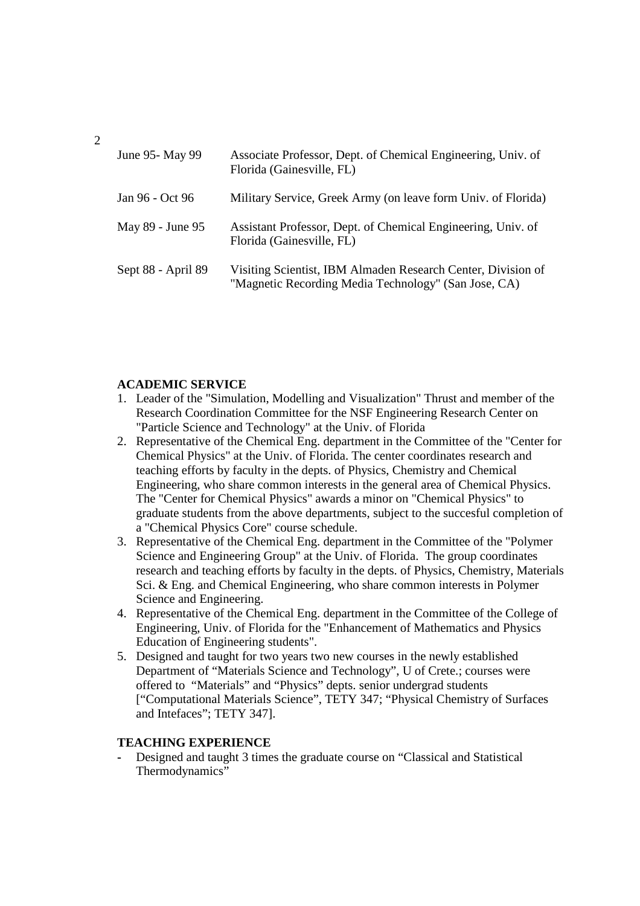| | |
|---|---|
| June 95- May 99 | Associate Professor, Dept. of Chemical Engineering, Univ. of Florida (Gainesville, FL) |
| Jan 96 - Oct 96 | Military Service, Greek Army (on leave form Univ. of Florida) |
| May 89 - June 95 | Assistant Professor, Dept. of Chemical Engineering, Univ. of Florida (Gainesville, FL) |
| Sept 88 - April 89 | Visiting Scientist, IBM Almaden Research Center, Division of "Magnetic Recording Media Technology" (San Jose, CA) |

**ACADEMIC SERVICE**

1. Leader of the "Simulation, Modelling and Visualization" Thrust and member of the Research Coordination Committee for the NSF Engineering Research Center on "Particle Science and Technology" at the Univ. of Florida
2. Representative of the Chemical Eng. department in the Committee of the "Center for Chemical Physics" at the Univ. of Florida. The center coordinates research and teaching efforts by faculty in the depts. of Physics, Chemistry and Chemical Engineering, who share common interests in the general area of Chemical Physics. The "Center for Chemical Physics" awards a minor on "Chemical Physics" to graduate students from the above departments, subject to the succesful completion of a "Chemical Physics Core" course schedule.
3. Representative of the Chemical Eng. department in the Committee of the "Polymer Science and Engineering Group" at the Univ. of Florida. The group coordinates research and teaching efforts by faculty in the depts. of Physics, Chemistry, Materials Sci. & Eng. and Chemical Engineering, who share common interests in Polymer Science and Engineering.
4. Representative of the Chemical Eng. department in the Committee of the College of Engineering, Univ. of Florida for the "Enhancement of Mathematics and Physics Education of Engineering students".
5. Designed and taught for two years two new courses in the newly established Department of "Materials Science and Technology", U of Crete.; courses were offered to "Materials" and "Physics" depts. senior undergrad students ["Computational Materials Science", TETY 347; "Physical Chemistry of Surfaces and Intefaces"; TETY 347].

**TEACHING EXPERIENCE**

- Designed and taught 3 times the graduate course on "Classical and Statistical Thermodynamics"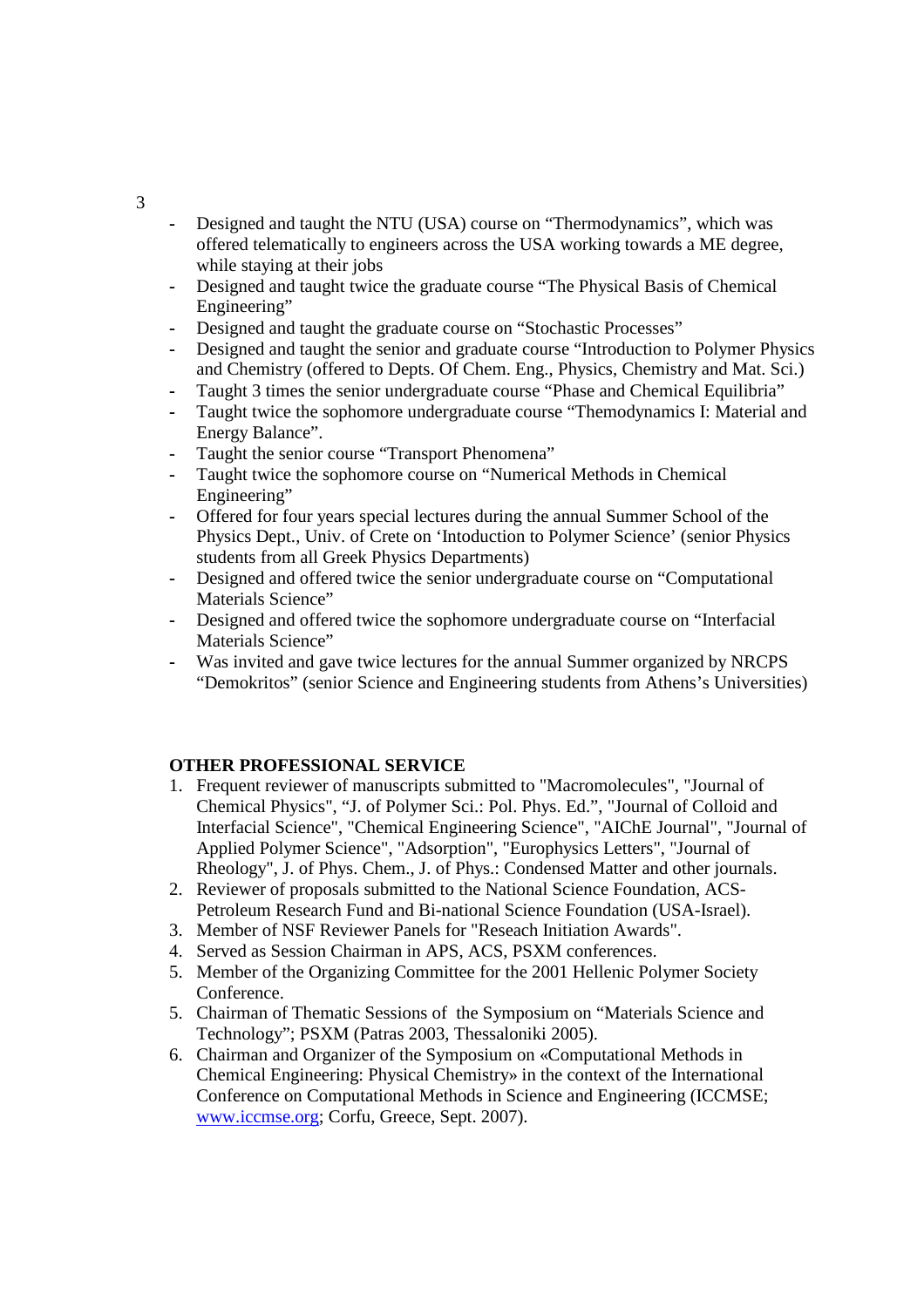- Designed and taught the NTU (USA) course on "Thermodynamics", which was offered telematically to engineers across the USA working towards a ME degree, while staying at their jobs
- Designed and taught twice the graduate course "The Physical Basis of Chemical Engineering"
- Designed and taught the graduate course on "Stochastic Processes"
- Designed and taught the senior and graduate course "Introduction to Polymer Physics and Chemistry (offered to Depts. Of Chem. Eng., Physics, Chemistry and Mat. Sci.)
- Taught 3 times the senior undergraduate course "Phase and Chemical Equilibria"
- Taught twice the sophomore undergraduate course "Themodynamics I: Material and Energy Balance".
- Taught the senior course "Transport Phenomena"
- Taught twice the sophomore course on "Numerical Methods in Chemical Engineering"
- Offered for four years special lectures during the annual Summer School of the Physics Dept., Univ. of Crete on 'Intoduction to Polymer Science' (senior Physics students from all Greek Physics Departments)
- Designed and offered twice the senior undergraduate course on "Computational Materials Science"
- Designed and offered twice the sophomore undergraduate course on "Interfacial Materials Science"
- Was invited and gave twice lectures for the annual Summer organized by NRCPS "Demokritos" (senior Science and Engineering students from Athens's Universities)

**OTHER PROFESSIONAL SERVICE**

1. Frequent reviewer of manuscripts submitted to "Macromolecules", "Journal of Chemical Physics", "J. of Polymer Sci.: Pol. Phys. Ed.", "Journal of Colloid and Interfacial Science", "Chemical Engineering Science", "AIChE Journal", "Journal of Applied Polymer Science", "Adsorption", "Europhysics Letters", "Journal of Rheology", J. of Phys. Chem., J. of Phys.: Condensed Matter and other journals.
2. Reviewer of proposals submitted to the National Science Foundation, ACS-Petroleum Research Fund and Bi-national Science Foundation (USA-Israel).
3. Member of NSF Reviewer Panels for "Reseach Initiation Awards".
4. Served as Session Chairman in APS, ACS, PSXM conferences.
5. Member of the Organizing Committee for the 2001 Hellenic Polymer Society Conference.
5. Chairman of Thematic Sessions of the Symposium on "Materials Science and Technology"; PSXM (Patras 2003, Thessaloniki 2005).
6. Chairman and Organizer of the Symposium on «Computational Methods in Chemical Engineering: Physical Chemistry» in the context of the International Conference on Computational Methods in Science and Engineering (ICCMSE; www.iccmse.org; Corfu, Greece, Sept. 2007).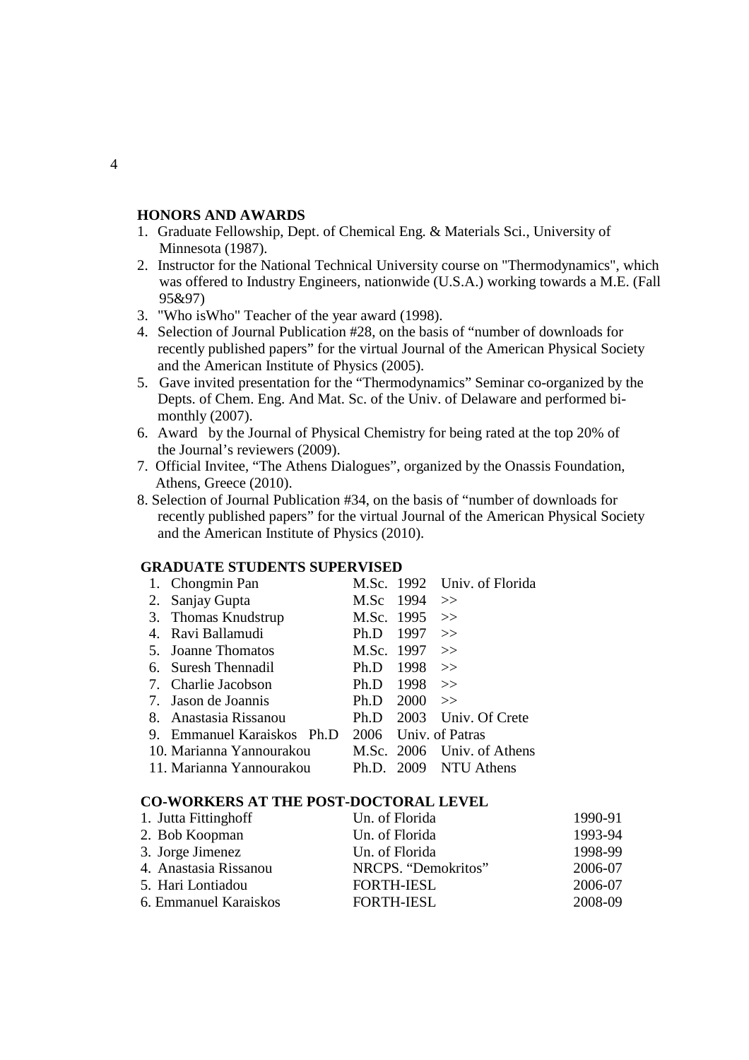## HONORS AND AWARDS

1. Graduate Fellowship, Dept. of Chemical Eng. & Materials Sci., University of Minnesota (1987).
2. Instructor for the National Technical University course on "Thermodynamics", which was offered to Industry Engineers, nationwide (U.S.A.) working towards a M.E. (Fall 95&97)
3. "Who isWho" Teacher of the year award (1998).
4. Selection of Journal Publication #28, on the basis of "number of downloads for recently published papers" for the virtual Journal of the American Physical Society and the American Institute of Physics (2005).
5. Gave invited presentation for the "Thermodynamics" Seminar co-organized by the Depts. of Chem. Eng. And Mat. Sc. of the Univ. of Delaware and performed bi-monthly (2007).
6. Award by the Journal of Physical Chemistry for being rated at the top 20% of the Journal's reviewers (2009).
7. Official Invitee, "The Athens Dialogues", organized by the Onassis Foundation, Athens, Greece (2010).
8. Selection of Journal Publication #34, on the basis of "number of downloads for recently published papers" for the virtual Journal of the American Physical Society and the American Institute of Physics (2010).

## GRADUATE STUDENTS SUPERVISED

| | Name | Degree | Year | Institution |
|---|---|---|---|---|
| 1. | Chongmin Pan | M.Sc. | 1992 | Univ. of Florida |
| 2. | Sanjay Gupta | M.Sc | 1994 | >> |
| 3. | Thomas Knudstrup | M.Sc. | 1995 | >> |
| 4. | Ravi Ballamudi | Ph.D | 1997 | >> |
| 5. | Joanne Thomatos | M.Sc. | 1997 | >> |
| 6. | Suresh Thennadil | Ph.D | 1998 | >> |
| 7. | Charlie Jacobson | Ph.D | 1998 | >> |
| 7. | Jason de Joannis | Ph.D | 2000 | >> |
| 8. | Anastasia Rissanou | Ph.D | 2003 | Univ. Of Crete |
| 9. | Emmanuel Karaiskos | Ph.D | 2006 | Univ. of Patras |
| 10. | Marianna Yannourakou | M.Sc. | 2006 | Univ. of Athens |
| 11. | Marianna Yannourakou | Ph.D. | 2009 | NTU Athens |

## CO-WORKERS AT THE POST-DOCTORAL LEVEL

| | Name | Institution | Years |
|---|---|---|---|
| 1. | Jutta Fittinghoff | Un. of Florida | 1990-91 |
| 2. | Bob Koopman | Un. of Florida | 1993-94 |
| 3. | Jorge Jimenez | Un. of Florida | 1998-99 |
| 4. | Anastasia Rissanou | NRCPS. "Demokritos" | 2006-07 |
| 5. | Hari Lontiadou | FORTH-IESL | 2006-07 |
| 6. | Emmanuel Karaiskos | FORTH-IESL | 2008-09 |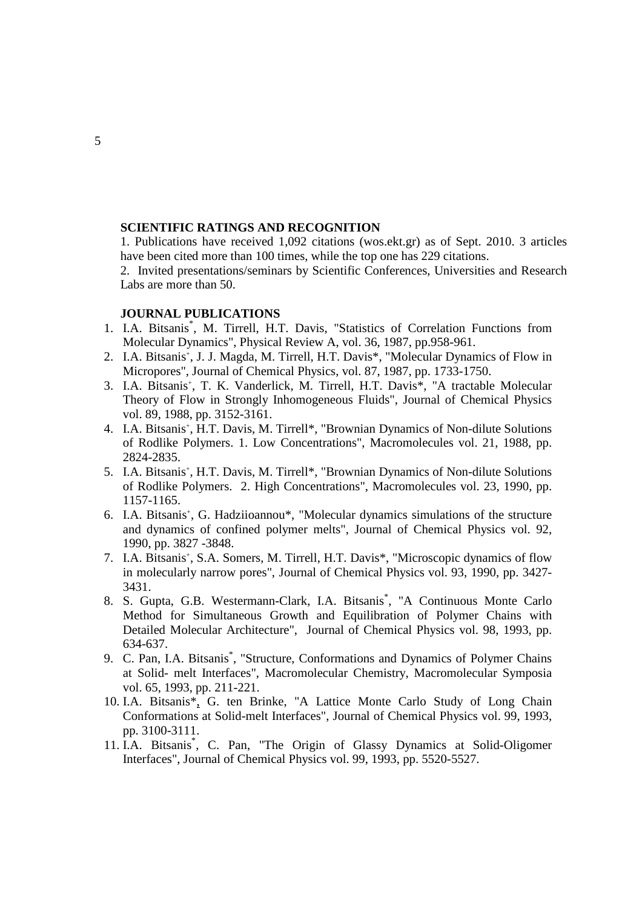### SCIENTIFIC RATINGS AND RECOGNITION

1. Publications have received 1,092 citations (wos.ekt.gr) as of Sept. 2010. 3 articles have been cited more than 100 times, while the top one has 229 citations.
2. Invited presentations/seminars by Scientific Conferences, Universities and Research Labs are more than 50.

### JOURNAL PUBLICATIONS

1. I.A. Bitsanis*, M. Tirrell, H.T. Davis, "Statistics of Correlation Functions from Molecular Dynamics", Physical Review A, vol. 36, 1987, pp.958-961.
2. I.A. Bitsanis+, J. J. Magda, M. Tirrell, H.T. Davis*, "Molecular Dynamics of Flow in Micropores", Journal of Chemical Physics, vol. 87, 1987, pp. 1733-1750.
3. I.A. Bitsanis+, T. K. Vanderlick, M. Tirrell, H.T. Davis*, "A tractable Molecular Theory of Flow in Strongly Inhomogeneous Fluids", Journal of Chemical Physics vol. 89, 1988, pp. 3152-3161.
4. I.A. Bitsanis+, H.T. Davis, M. Tirrell*, "Brownian Dynamics of Non-dilute Solutions of Rodlike Polymers. 1. Low Concentrations", Macromolecules vol. 21, 1988, pp. 2824-2835.
5. I.A. Bitsanis+, H.T. Davis, M. Tirrell*, "Brownian Dynamics of Non-dilute Solutions of Rodlike Polymers. 2. High Concentrations", Macromolecules vol. 23, 1990, pp. 1157-1165.
6. I.A. Bitsanis+, G. Hadziioannou*, "Molecular dynamics simulations of the structure and dynamics of confined polymer melts", Journal of Chemical Physics vol. 92, 1990, pp. 3827 -3848.
7. I.A. Bitsanis+, S.A. Somers, M. Tirrell, H.T. Davis*, "Microscopic dynamics of flow in molecularly narrow pores", Journal of Chemical Physics vol. 93, 1990, pp. 3427-3431.
8. S. Gupta, G.B. Westermann-Clark, I.A. Bitsanis*, "A Continuous Monte Carlo Method for Simultaneous Growth and Equilibration of Polymer Chains with Detailed Molecular Architecture", Journal of Chemical Physics vol. 98, 1993, pp. 634-637.
9. C. Pan, I.A. Bitsanis*, "Structure, Conformations and Dynamics of Polymer Chains at Solid- melt Interfaces", Macromolecular Chemistry, Macromolecular Symposia vol. 65, 1993, pp. 211-221.
10. I.A. Bitsanis*, G. ten Brinke, "A Lattice Monte Carlo Study of Long Chain Conformations at Solid-melt Interfaces", Journal of Chemical Physics vol. 99, 1993, pp. 3100-3111.
11. I.A. Bitsanis*, C. Pan, "The Origin of Glassy Dynamics at Solid-Oligomer Interfaces", Journal of Chemical Physics vol. 99, 1993, pp. 5520-5527.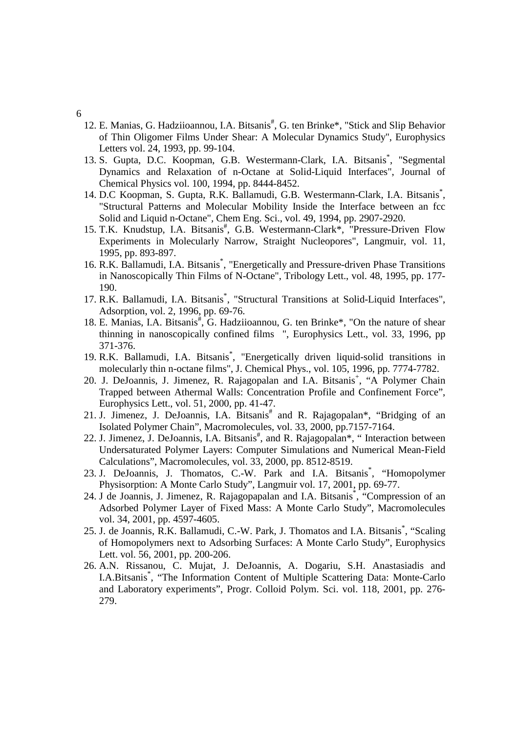12. E. Manias, G. Hadziioannou, I.A. Bitsanis[#], G. ten Brinke*, "Stick and Slip Behavior of Thin Oligomer Films Under Shear: A Molecular Dynamics Study", Europhysics Letters vol. 24, 1993, pp. 99-104.
13. S. Gupta, D.C. Koopman, G.B. Westermann-Clark, I.A. Bitsanis[*], "Segmental Dynamics and Relaxation of n-Octane at Solid-Liquid Interfaces", Journal of Chemical Physics vol. 100, 1994, pp. 8444-8452.
14. D.C Koopman, S. Gupta, R.K. Ballamudi, G.B. Westermann-Clark, I.A. Bitsanis[*], "Structural Patterns and Molecular Mobility Inside the Interface between an fcc Solid and Liquid n-Octane", Chem Eng. Sci., vol. 49, 1994, pp. 2907-2920.
15. T.K. Knudstup, I.A. Bitsanis[#], G.B. Westermann-Clark*, "Pressure-Driven Flow Experiments in Molecularly Narrow, Straight Nucleopores", Langmuir, vol. 11, 1995, pp. 893-897.
16. R.K. Ballamudi, I.A. Bitsanis[*], "Energetically and Pressure-driven Phase Transitions in Nanoscopically Thin Films of N-Octane", Tribology Lett., vol. 48, 1995, pp. 177-190.
17. R.K. Ballamudi, I.A. Bitsanis[*], "Structural Transitions at Solid-Liquid Interfaces", Adsorption, vol. 2, 1996, pp. 69-76.
18. E. Manias, I.A. Bitsanis[#], G. Hadziioannou, G. ten Brinke*, "On the nature of shear thinning in nanoscopically confined films ", Europhysics Lett., vol. 33, 1996, pp 371-376.
19. R.K. Ballamudi, I.A. Bitsanis[*], "Energetically driven liquid-solid transitions in molecularly thin n-octane films", J. Chemical Phys., vol. 105, 1996, pp. 7774-7782.
20. J. DeJoannis, J. Jimenez, R. Rajagopalan and I.A. Bitsanis[+], "A Polymer Chain Trapped between Athermal Walls: Concentration Profile and Confinement Force", Europhysics Lett., vol. 51, 2000, pp. 41-47.
21. J. Jimenez, J. DeJoannis, I.A. Bitsanis[#] and R. Rajagopalan*, "Bridging of an Isolated Polymer Chain", Macromolecules, vol. 33, 2000, pp.7157-7164.
22. J. Jimenez, J. DeJoannis, I.A. Bitsanis[#], and R. Rajagopalan*, " Interaction between Undersaturated Polymer Layers: Computer Simulations and Numerical Mean-Field Calculations", Macromolecules, vol. 33, 2000, pp. 8512-8519.
23. J. DeJoannis, J. Thomatos, C.-W. Park and I.A. Bitsanis[*], "Homopolymer Physisorption: A Monte Carlo Study", Langmuir vol. 17, 2001, pp. 69-77.
24. J de Joannis, J. Jimenez, R. Rajagopapalan and I.A. Bitsanis[*], "Compression of an Adsorbed Polymer Layer of Fixed Mass: A Monte Carlo Study", Macromolecules vol. 34, 2001, pp. 4597-4605.
25. J. de Joannis, R.K. Ballamudi, C.-W. Park, J. Thomatos and I.A. Bitsanis[*], "Scaling of Homopolymers next to Adsorbing Surfaces: A Monte Carlo Study", Europhysics Lett. vol. 56, 2001, pp. 200-206.
26. A.N. Rissanou, C. Mujat, J. DeJoannis, A. Dogariu, S.H. Anastasiadis and I.A.Bitsanis[*], "The Information Content of Multiple Scattering Data: Monte-Carlo and Laboratory experiments", Progr. Colloid Polym. Sci. vol. 118, 2001, pp. 276-279.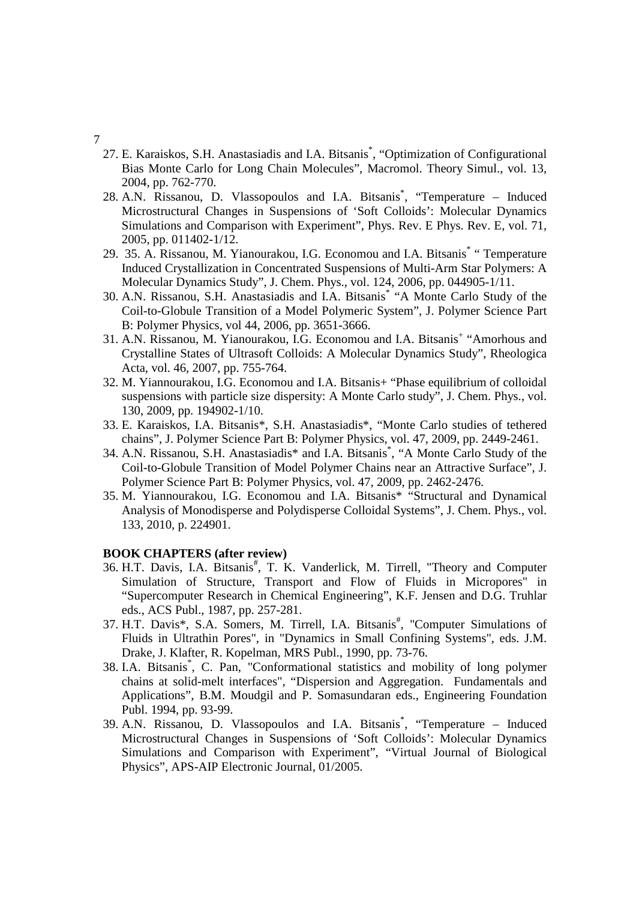27. E. Karaiskos, S.H. Anastasiadis and I.A. Bitsanis[*], "Optimization of Configurational Bias Monte Carlo for Long Chain Molecules", Macromol. Theory Simul., vol. 13, 2004, pp. 762-770.
28. A.N. Rissanou, D. Vlassopoulos and I.A. Bitsanis[*], "Temperature – Induced Microstructural Changes in Suspensions of 'Soft Colloids': Molecular Dynamics Simulations and Comparison with Experiment", Phys. Rev. E Phys. Rev. E, vol. 71, 2005, pp. 011402-1/12.
29. 35. A. Rissanou, M. Yianourakou, I.G. Economou and I.A. Bitsanis[*] " Temperature Induced Crystallization in Concentrated Suspensions of Multi-Arm Star Polymers: A Molecular Dynamics Study", J. Chem. Phys., vol. 124, 2006, pp. 044905-1/11.
30. A.N. Rissanou, S.H. Anastasiadis and I.A. Bitsanis[*] "A Monte Carlo Study of the Coil-to-Globule Transition of a Model Polymeric System", J. Polymer Science Part B: Polymer Physics, vol 44, 2006, pp. 3651-3666.
31. A.N. Rissanou, M. Yianourakou, I.G. Economou and I.A. Bitsanis[+] "Amorhous and Crystalline States of Ultrasoft Colloids: A Molecular Dynamics Study", Rheologica Acta, vol. 46, 2007, pp. 755-764.
32. M. Yiannourakou, I.G. Economou and I.A. Bitsanis+ "Phase equilibrium of colloidal suspensions with particle size dispersity: A Monte Carlo study", J. Chem. Phys., vol. 130, 2009, pp. 194902-1/10.
33. E. Karaiskos, I.A. Bitsanis*, S.H. Anastasiadis*, "Monte Carlo studies of tethered chains", J. Polymer Science Part B: Polymer Physics, vol. 47, 2009, pp. 2449-2461.
34. A.N. Rissanou, S.H. Anastasiadis* and I.A. Bitsanis[*], "A Monte Carlo Study of the Coil-to-Globule Transition of Model Polymer Chains near an Attractive Surface", J. Polymer Science Part B: Polymer Physics, vol. 47, 2009, pp. 2462-2476.
35. M. Yiannourakou, I.G. Economou and I.A. Bitsanis* "Structural and Dynamical Analysis of Monodisperse and Polydisperse Colloidal Systems", J. Chem. Phys., vol. 133, 2010, p. 224901.

**BOOK CHAPTERS (after review)**

36. H.T. Davis, I.A. Bitsanis[#], T. K. Vanderlick, M. Tirrell, "Theory and Computer Simulation of Structure, Transport and Flow of Fluids in Micropores" in "Supercomputer Research in Chemical Engineering", K.F. Jensen and D.G. Truhlar eds., ACS Publ., 1987, pp. 257-281.
37. H.T. Davis*, S.A. Somers, M. Tirrell, I.A. Bitsanis[#], "Computer Simulations of Fluids in Ultrathin Pores", in "Dynamics in Small Confining Systems", eds. J.M. Drake, J. Klafter, R. Kopelman, MRS Publ., 1990, pp. 73-76.
38. I.A. Bitsanis[*], C. Pan, "Conformational statistics and mobility of long polymer chains at solid-melt interfaces", "Dispersion and Aggregation. Fundamentals and Applications", B.M. Moudgil and P. Somasundaran eds., Engineering Foundation Publ. 1994, pp. 93-99.
39. A.N. Rissanou, D. Vlassopoulos and I.A. Bitsanis[*], "Temperature – Induced Microstructural Changes in Suspensions of 'Soft Colloids': Molecular Dynamics Simulations and Comparison with Experiment", "Virtual Journal of Biological Physics", APS-AIP Electronic Journal, 01/2005.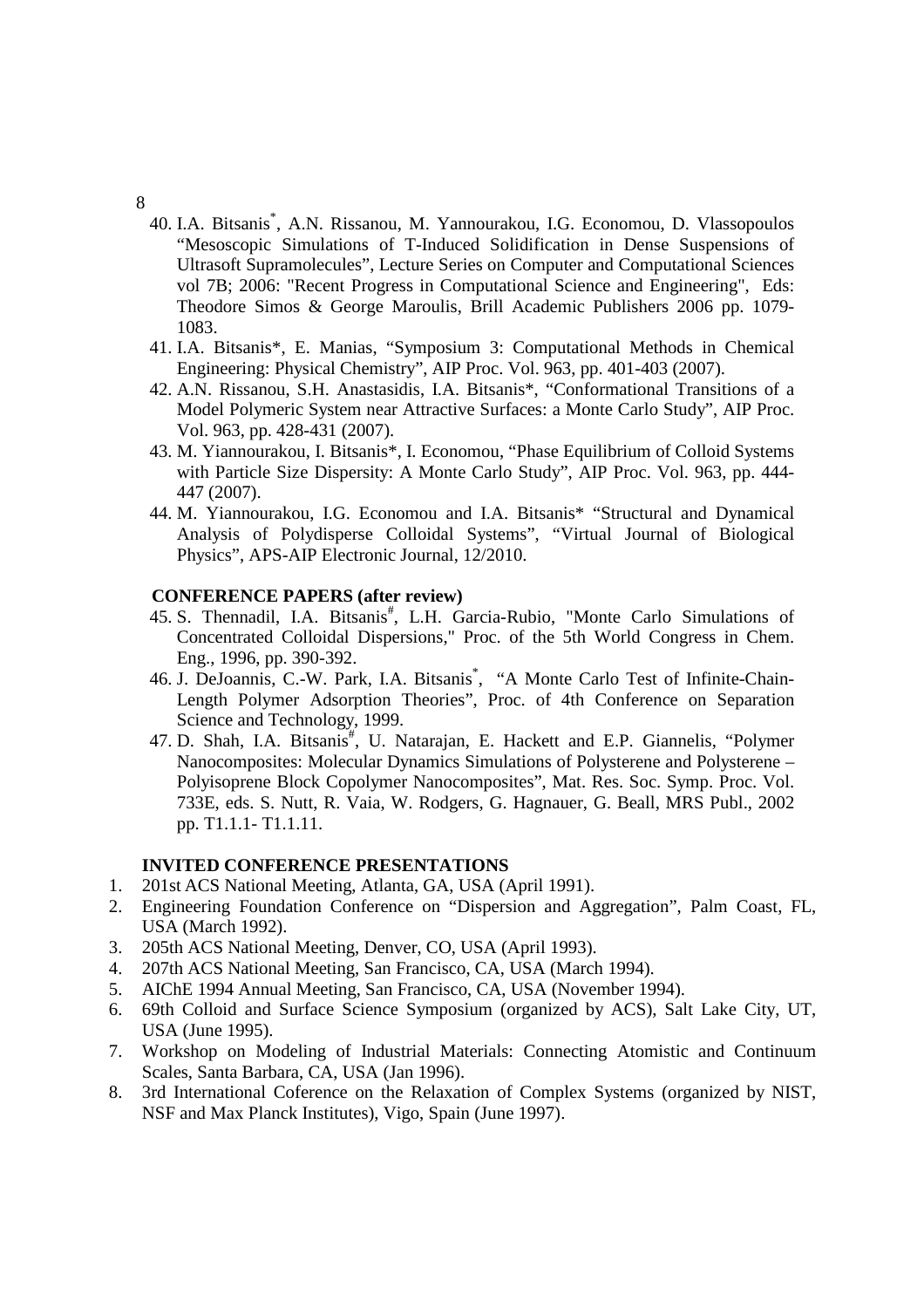40. I.A. Bitsanis[*], A.N. Rissanou, M. Yannourakou, I.G. Economou, D. Vlassopoulos "Mesoscopic Simulations of T-Induced Solidification in Dense Suspensions of Ultrasoft Supramolecules", Lecture Series on Computer and Computational Sciences vol 7B; 2006: "Recent Progress in Computational Science and Engineering", Eds: Theodore Simos & George Maroulis, Brill Academic Publishers 2006 pp. 1079-1083.
41. I.A. Bitsanis*, E. Manias, "Symposium 3: Computational Methods in Chemical Engineering: Physical Chemistry", AIP Proc. Vol. 963, pp. 401-403 (2007).
42. A.N. Rissanou, S.H. Anastasidis, I.A. Bitsanis*, "Conformational Transitions of a Model Polymeric System near Attractive Surfaces: a Monte Carlo Study", AIP Proc. Vol. 963, pp. 428-431 (2007).
43. M. Yiannourakou, I. Bitsanis*, I. Economou, "Phase Equilibrium of Colloid Systems with Particle Size Dispersity: A Monte Carlo Study", AIP Proc. Vol. 963, pp. 444-447 (2007).
44. M. Yiannourakou, I.G. Economou and I.A. Bitsanis* "Structural and Dynamical Analysis of Polydisperse Colloidal Systems", "Virtual Journal of Biological Physics", APS-AIP Electronic Journal, 12/2010.

**CONFERENCE PAPERS (after review)**

45. S. Thennadil, I.A. Bitsanis[#], L.H. Garcia-Rubio, "Monte Carlo Simulations of Concentrated Colloidal Dispersions," Proc. of the 5th World Congress in Chem. Eng., 1996, pp. 390-392.
46. J. DeJoannis, C.-W. Park, I.A. Bitsanis[*], "A Monte Carlo Test of Infinite-Chain-Length Polymer Adsorption Theories", Proc. of 4th Conference on Separation Science and Technology, 1999.
47. D. Shah, I.A. Bitsanis[#], U. Natarajan, E. Hackett and E.P. Giannelis, "Polymer Nanocomposites: Molecular Dynamics Simulations of Polysterene and Polysterene – Polyisoprene Block Copolymer Nanocomposites", Mat. Res. Soc. Symp. Proc. Vol. 733E, eds. S. Nutt, R. Vaia, W. Rodgers, G. Hagnauer, G. Beall, MRS Publ., 2002 pp. T1.1.1- T1.1.11.

**INVITED CONFERENCE PRESENTATIONS**

1. 201st ACS National Meeting, Atlanta, GA, USA (April 1991).
2. Engineering Foundation Conference on "Dispersion and Aggregation", Palm Coast, FL, USA (March 1992).
3. 205th ACS National Meeting, Denver, CO, USA (April 1993).
4. 207th ACS National Meeting, San Francisco, CA, USA (March 1994).
5. AIChE 1994 Annual Meeting, San Francisco, CA, USA (November 1994).
6. 69th Colloid and Surface Science Symposium (organized by ACS), Salt Lake City, UT, USA (June 1995).
7. Workshop on Modeling of Industrial Materials: Connecting Atomistic and Continuum Scales, Santa Barbara, CA, USA (Jan 1996).
8. 3rd International Coference on the Relaxation of Complex Systems (organized by NIST, NSF and Max Planck Institutes), Vigo, Spain (June 1997).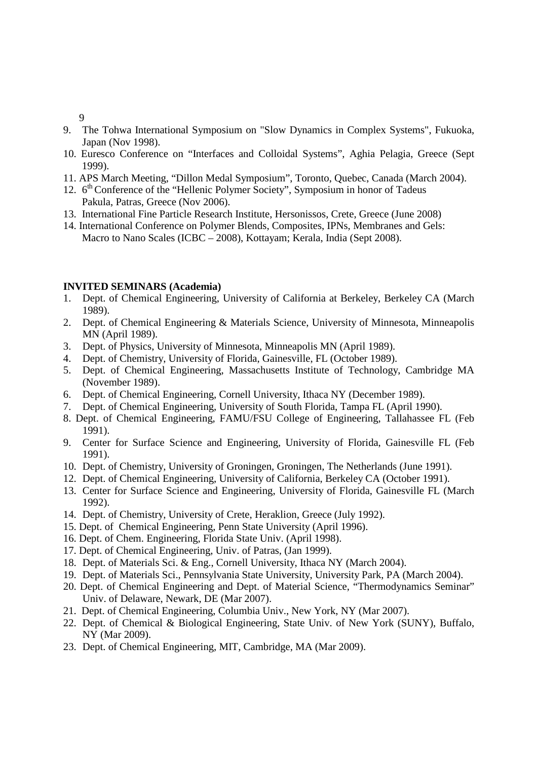9. The Tohwa International Symposium on "Slow Dynamics in Complex Systems", Fukuoka, Japan (Nov 1998).
10. Euresco Conference on "Interfaces and Colloidal Systems", Aghia Pelagia, Greece (Sept 1999).
11. APS March Meeting, "Dillon Medal Symposium", Toronto, Quebec, Canada (March 2004).
12. 6th Conference of the "Hellenic Polymer Society", Symposium in honor of Tadeus Pakula, Patras, Greece (Nov 2006).
13. International Fine Particle Research Institute, Hersonissos, Crete, Greece (June 2008)
14. International Conference on Polymer Blends, Composites, IPNs, Membranes and Gels: Macro to Nano Scales (ICBC – 2008), Kottayam; Kerala, India (Sept 2008).

**INVITED SEMINARS (Academia)**

1. Dept. of Chemical Engineering, University of California at Berkeley, Berkeley CA (March 1989).
2. Dept. of Chemical Engineering & Materials Science, University of Minnesota, Minneapolis MN (April 1989).
3. Dept. of Physics, University of Minnesota, Minneapolis MN (April 1989).
4. Dept. of Chemistry, University of Florida, Gainesville, FL (October 1989).
5. Dept. of Chemical Engineering, Massachusetts Institute of Technology, Cambridge MA (November 1989).
6. Dept. of Chemical Engineering, Cornell University, Ithaca NY (December 1989).
7. Dept. of Chemical Engineering, University of South Florida, Tampa FL (April 1990).
8. Dept. of Chemical Engineering, FAMU/FSU College of Engineering, Tallahassee FL (Feb 1991).
9. Center for Surface Science and Engineering, University of Florida, Gainesville FL (Feb 1991).
10. Dept. of Chemistry, University of Groningen, Groningen, The Netherlands (June 1991).
12. Dept. of Chemical Engineering, University of California, Berkeley CA (October 1991).
13. Center for Surface Science and Engineering, University of Florida, Gainesville FL (March 1992).
14. Dept. of Chemistry, University of Crete, Heraklion, Greece (July 1992).
15. Dept. of Chemical Engineering, Penn State University (April 1996).
16. Dept. of Chem. Engineering, Florida State Univ. (April 1998).
17. Dept. of Chemical Engineering, Univ. of Patras, (Jan 1999).
18. Dept. of Materials Sci. & Eng., Cornell University, Ithaca NY (March 2004).
19. Dept. of Materials Sci., Pennsylvania State University, University Park, PA (March 2004).
20. Dept. of Chemical Engineering and Dept. of Material Science, "Thermodynamics Seminar" Univ. of Delaware, Newark, DE (Mar 2007).
21. Dept. of Chemical Engineering, Columbia Univ., New York, NY (Mar 2007).
22. Dept. of Chemical & Biological Engineering, State Univ. of New York (SUNY), Buffalo, NY (Mar 2009).
23. Dept. of Chemical Engineering, MIT, Cambridge, MA (Mar 2009).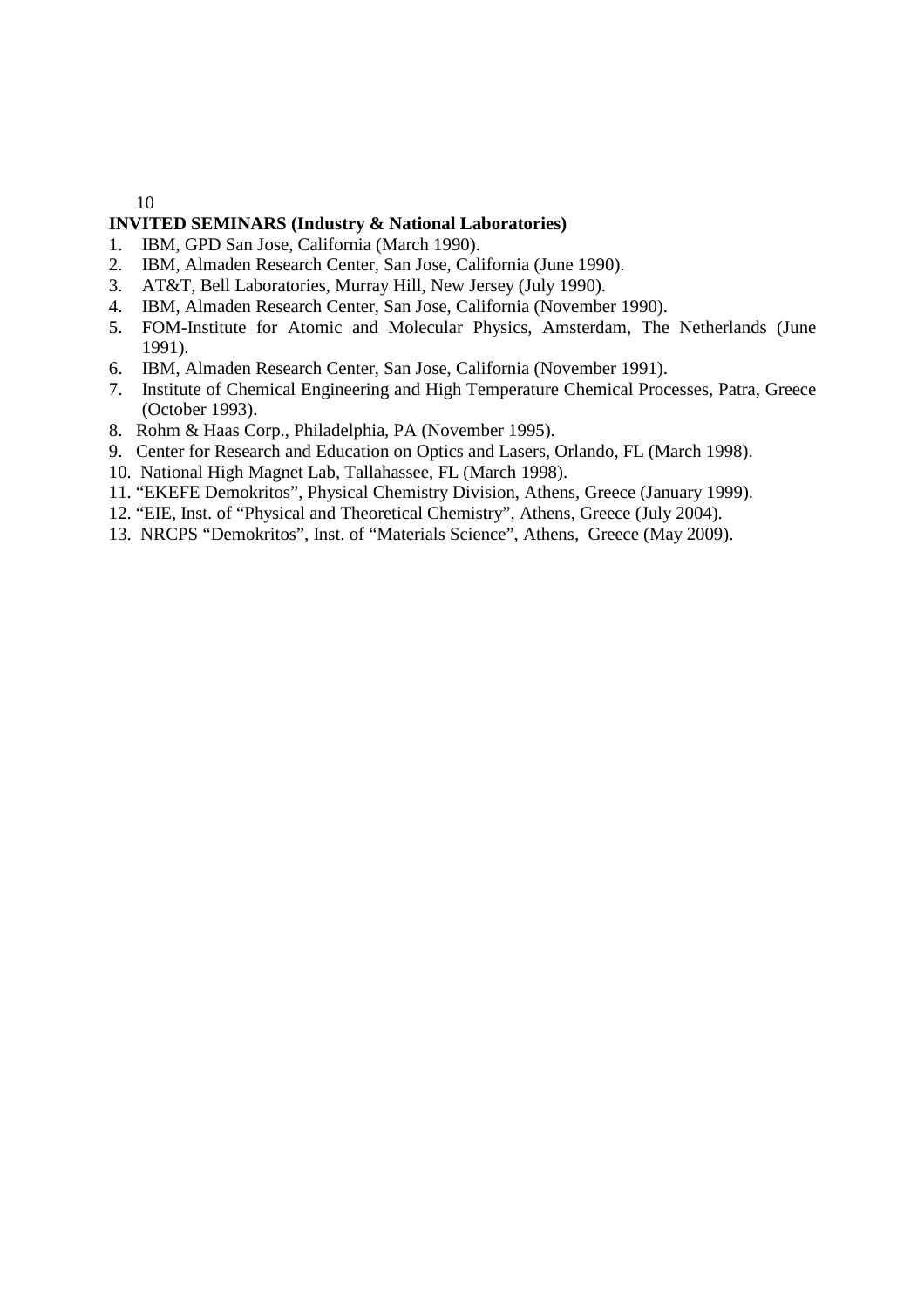**INVITED SEMINARS (Industry & National Laboratories)**

1. IBM, GPD San Jose, California (March 1990).
2. IBM, Almaden Research Center, San Jose, California (June 1990).
3. AT&T, Bell Laboratories, Murray Hill, New Jersey (July 1990).
4. IBM, Almaden Research Center, San Jose, California (November 1990).
5. FOM-Institute for Atomic and Molecular Physics, Amsterdam, The Netherlands (June 1991).
6. IBM, Almaden Research Center, San Jose, California (November 1991).
7. Institute of Chemical Engineering and High Temperature Chemical Processes, Patra, Greece (October 1993).
8. Rohm & Haas Corp., Philadelphia, PA (November 1995).
9. Center for Research and Education on Optics and Lasers, Orlando, FL (March 1998).
10. National High Magnet Lab, Tallahassee, FL (March 1998).
11. "EKEFE Demokritos", Physical Chemistry Division, Athens, Greece (January 1999).
12. "EIE, Inst. of "Physical and Theoretical Chemistry", Athens, Greece (July 2004).
13. NRCPS "Demokritos", Inst. of "Materials Science", Athens, Greece (May 2009).